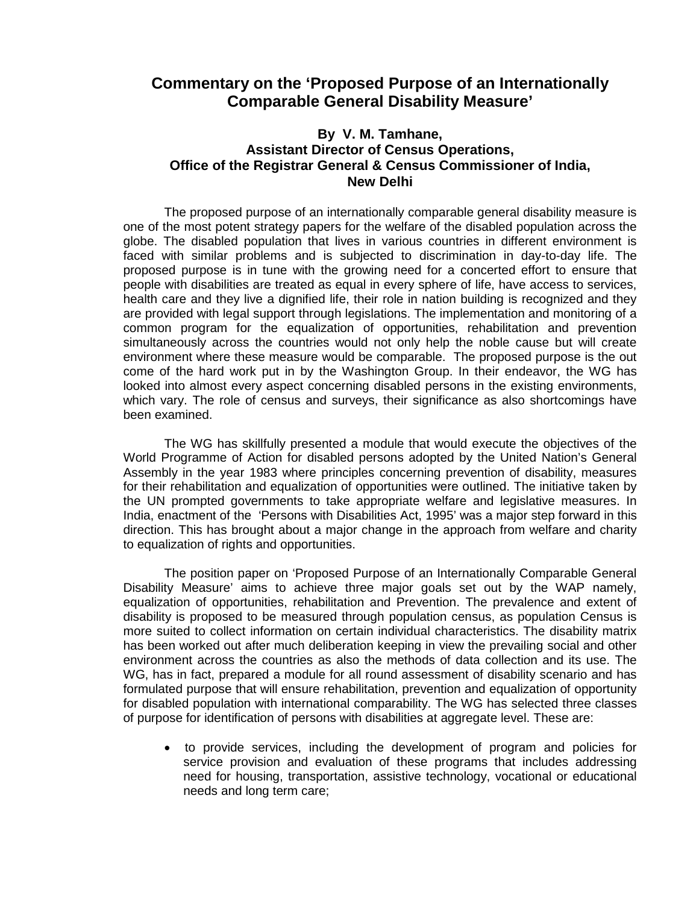# Commentary on the 'Proposed Purpose of an Internationally Comparable General Disability Measure'

**By V. M. Tamhane,**
**Assistant Director of Census Operations,**
**Office of the Registrar General & Census Commissioner of India,**
**New Delhi**

The proposed purpose of an internationally comparable general disability measure is one of the most potent strategy papers for the welfare of the disabled population across the globe. The disabled population that lives in various countries in different environment is faced with similar problems and is subjected to discrimination in day-to-day life. The proposed purpose is in tune with the growing need for a concerted effort to ensure that people with disabilities are treated as equal in every sphere of life, have access to services, health care and they live a dignified life, their role in nation building is recognized and they are provided with legal support through legislations. The implementation and monitoring of a common program for the equalization of opportunities, rehabilitation and prevention simultaneously across the countries would not only help the noble cause but will create environment where these measure would be comparable. The proposed purpose is the out come of the hard work put in by the Washington Group. In their endeavor, the WG has looked into almost every aspect concerning disabled persons in the existing environments, which vary. The role of census and surveys, their significance as also shortcomings have been examined.

The WG has skillfully presented a module that would execute the objectives of the World Programme of Action for disabled persons adopted by the United Nation's General Assembly in the year 1983 where principles concerning prevention of disability, measures for their rehabilitation and equalization of opportunities were outlined. The initiative taken by the UN prompted governments to take appropriate welfare and legislative measures. In India, enactment of the 'Persons with Disabilities Act, 1995' was a major step forward in this direction. This has brought about a major change in the approach from welfare and charity to equalization of rights and opportunities.

The position paper on 'Proposed Purpose of an Internationally Comparable General Disability Measure' aims to achieve three major goals set out by the WAP namely, equalization of opportunities, rehabilitation and Prevention. The prevalence and extent of disability is proposed to be measured through population census, as population Census is more suited to collect information on certain individual characteristics. The disability matrix has been worked out after much deliberation keeping in view the prevailing social and other environment across the countries as also the methods of data collection and its use. The WG, has in fact, prepared a module for all round assessment of disability scenario and has formulated purpose that will ensure rehabilitation, prevention and equalization of opportunity for disabled population with international comparability. The WG has selected three classes of purpose for identification of persons with disabilities at aggregate level. These are:

- to provide services, including the development of program and policies for service provision and evaluation of these programs that includes addressing need for housing, transportation, assistive technology, vocational or educational needs and long term care;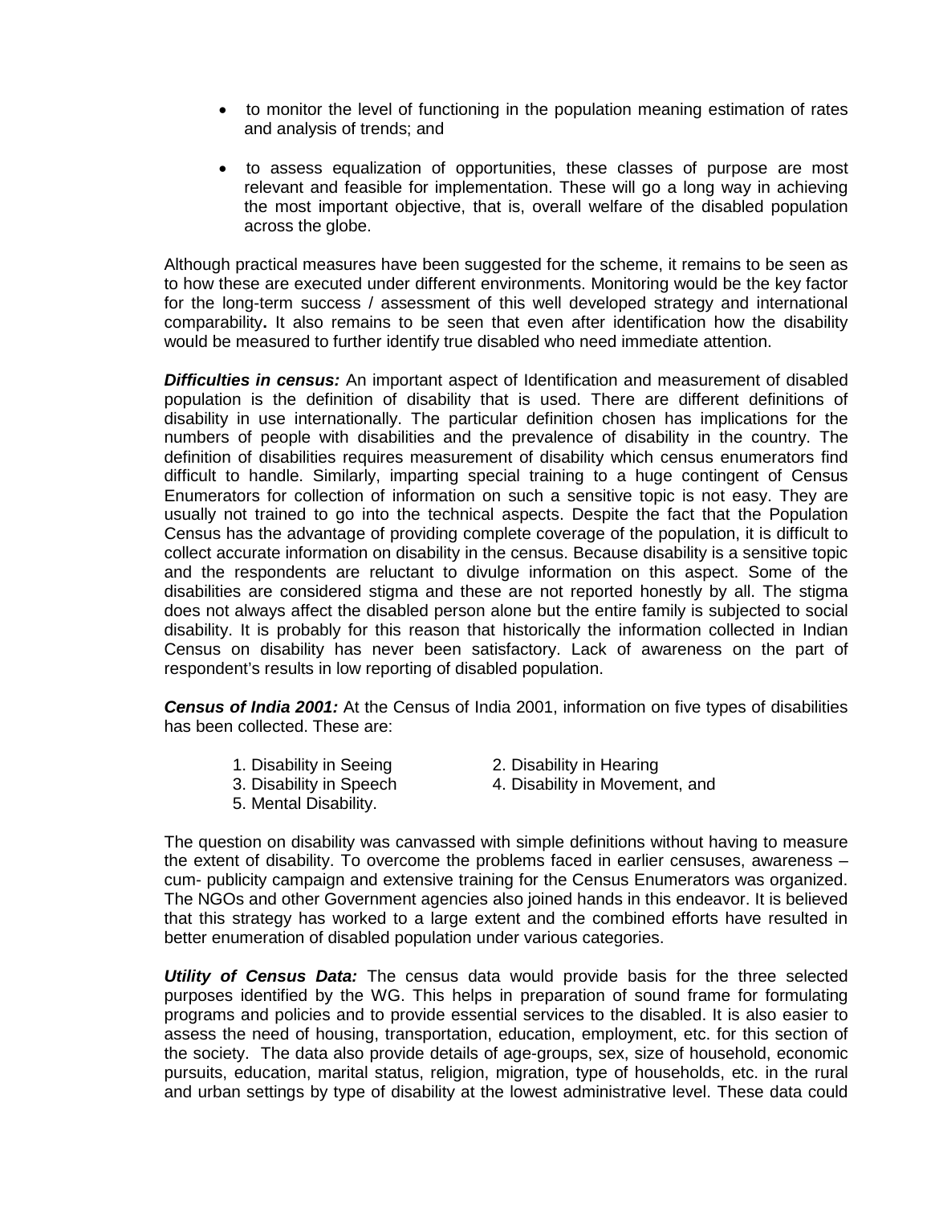- to monitor the level of functioning in the population meaning estimation of rates and analysis of trends; and
- to assess equalization of opportunities, these classes of purpose are most relevant and feasible for implementation. These will go a long way in achieving the most important objective, that is, overall welfare of the disabled population across the globe.

Although practical measures have been suggested for the scheme, it remains to be seen as to how these are executed under different environments. Monitoring would be the key factor for the long-term success / assessment of this well developed strategy and international comparability**.** It also remains to be seen that even after identification how the disability would be measured to further identify true disabled who need immediate attention.

***Difficulties in census:*** An important aspect of Identification and measurement of disabled population is the definition of disability that is used. There are different definitions of disability in use internationally. The particular definition chosen has implications for the numbers of people with disabilities and the prevalence of disability in the country. The definition of disabilities requires measurement of disability which census enumerators find difficult to handle. Similarly, imparting special training to a huge contingent of Census Enumerators for collection of information on such a sensitive topic is not easy. They are usually not trained to go into the technical aspects. Despite the fact that the Population Census has the advantage of providing complete coverage of the population, it is difficult to collect accurate information on disability in the census. Because disability is a sensitive topic and the respondents are reluctant to divulge information on this aspect. Some of the disabilities are considered stigma and these are not reported honestly by all. The stigma does not always affect the disabled person alone but the entire family is subjected to social disability. It is probably for this reason that historically the information collected in Indian Census on disability has never been satisfactory. Lack of awareness on the part of respondent's results in low reporting of disabled population.

***Census of India 2001:*** At the Census of India 2001, information on five types of disabilities has been collected. These are:

1. Disability in Seeing
2. Disability in Hearing
3. Disability in Speech
4. Disability in Movement, and
5. Mental Disability.

The question on disability was canvassed with simple definitions without having to measure the extent of disability. To overcome the problems faced in earlier censuses, awareness – cum- publicity campaign and extensive training for the Census Enumerators was organized. The NGOs and other Government agencies also joined hands in this endeavor. It is believed that this strategy has worked to a large extent and the combined efforts have resulted in better enumeration of disabled population under various categories.

***Utility of Census Data:*** The census data would provide basis for the three selected purposes identified by the WG. This helps in preparation of sound frame for formulating programs and policies and to provide essential services to the disabled. It is also easier to assess the need of housing, transportation, education, employment, etc. for this section of the society. The data also provide details of age-groups, sex, size of household, economic pursuits, education, marital status, religion, migration, type of households, etc. in the rural and urban settings by type of disability at the lowest administrative level. These data could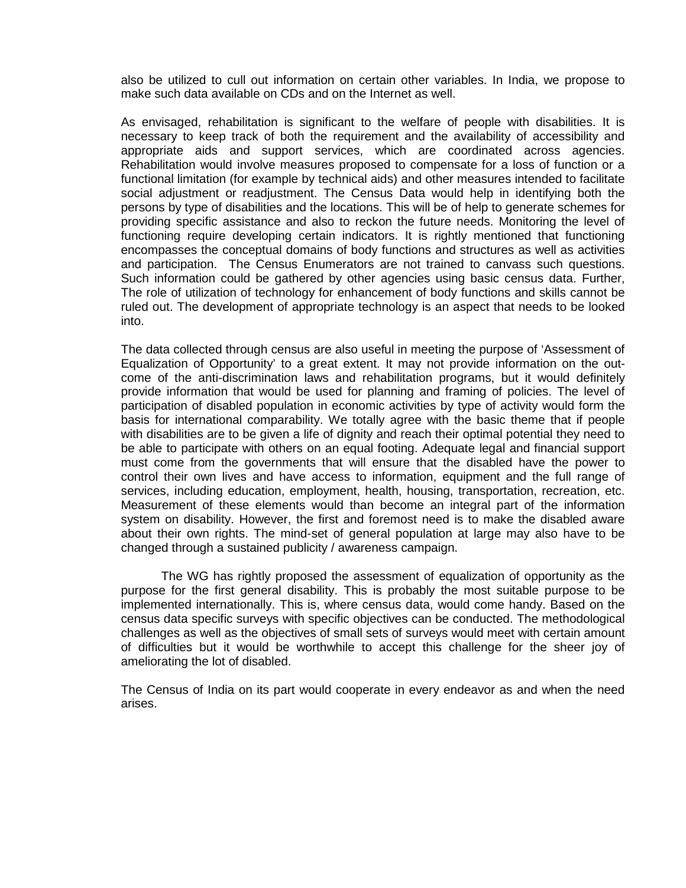also be utilized to cull out information on certain other variables. In India, we propose to make such data available on CDs and on the Internet as well.

As envisaged, rehabilitation is significant to the welfare of people with disabilities. It is necessary to keep track of both the requirement and the availability of accessibility and appropriate aids and support services, which are coordinated across agencies. Rehabilitation would involve measures proposed to compensate for a loss of function or a functional limitation (for example by technical aids) and other measures intended to facilitate social adjustment or readjustment. The Census Data would help in identifying both the persons by type of disabilities and the locations. This will be of help to generate schemes for providing specific assistance and also to reckon the future needs. Monitoring the level of functioning require developing certain indicators. It is rightly mentioned that functioning encompasses the conceptual domains of body functions and structures as well as activities and participation. The Census Enumerators are not trained to canvass such questions. Such information could be gathered by other agencies using basic census data. Further, The role of utilization of technology for enhancement of body functions and skills cannot be ruled out. The development of appropriate technology is an aspect that needs to be looked into.

The data collected through census are also useful in meeting the purpose of 'Assessment of Equalization of Opportunity' to a great extent. It may not provide information on the out-come of the anti-discrimination laws and rehabilitation programs, but it would definitely provide information that would be used for planning and framing of policies. The level of participation of disabled population in economic activities by type of activity would form the basis for international comparability. We totally agree with the basic theme that if people with disabilities are to be given a life of dignity and reach their optimal potential they need to be able to participate with others on an equal footing. Adequate legal and financial support must come from the governments that will ensure that the disabled have the power to control their own lives and have access to information, equipment and the full range of services, including education, employment, health, housing, transportation, recreation, etc. Measurement of these elements would than become an integral part of the information system on disability. However, the first and foremost need is to make the disabled aware about their own rights. The mind-set of general population at large may also have to be changed through a sustained publicity / awareness campaign.

The WG has rightly proposed the assessment of equalization of opportunity as the purpose for the first general disability. This is probably the most suitable purpose to be implemented internationally. This is, where census data, would come handy. Based on the census data specific surveys with specific objectives can be conducted. The methodological challenges as well as the objectives of small sets of surveys would meet with certain amount of difficulties but it would be worthwhile to accept this challenge for the sheer joy of ameliorating the lot of disabled.

The Census of India on its part would cooperate in every endeavor as and when the need arises.